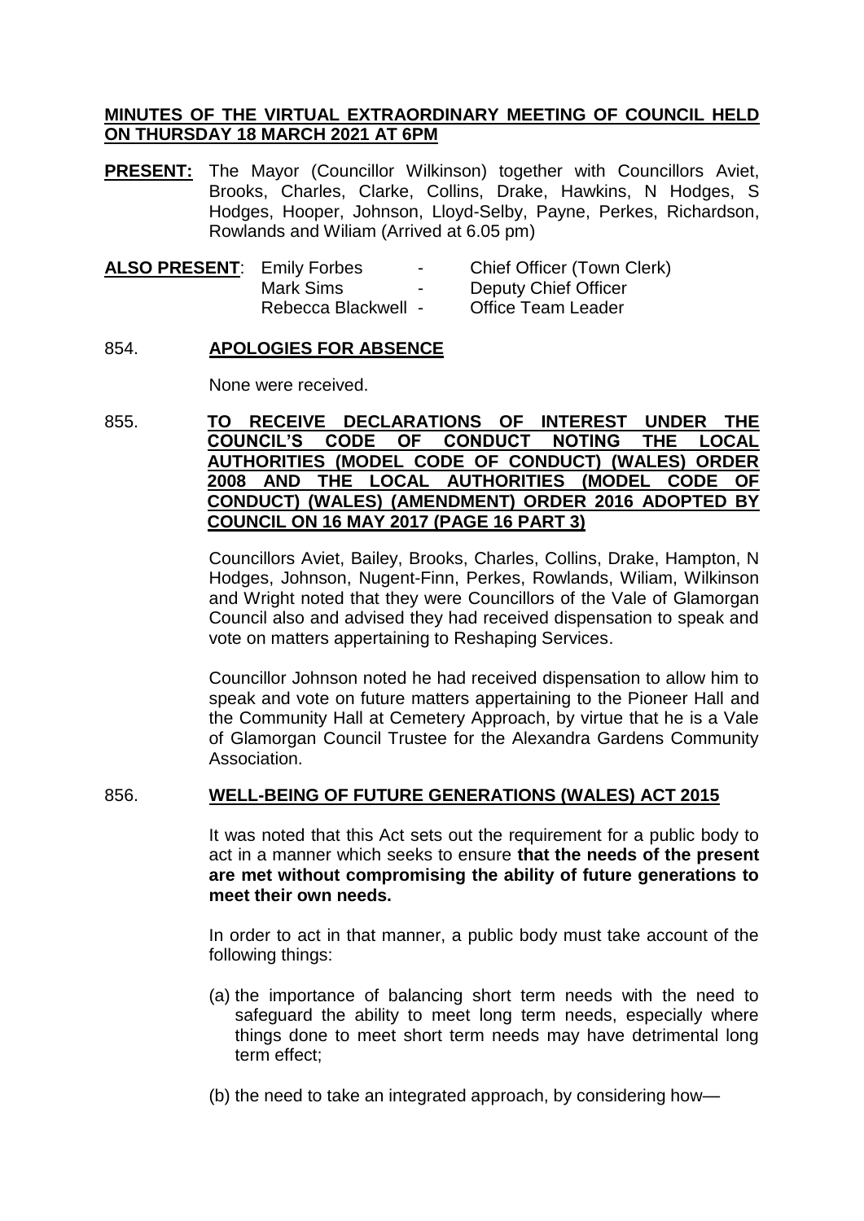**MINUTES OF THE VIRTUAL EXTRAORDINARY MEETING OF COUNCIL HELD ON THURSDAY 18 MARCH 2021 AT 6PM**

**PRESENT:** The Mayor (Councillor Wilkinson) together with Councillors Aviet, Brooks, Charles, Clarke, Collins, Drake, Hawkins, N Hodges, S Hodges, Hooper, Johnson, Lloyd-Selby, Payne, Perkes, Richardson, Rowlands and Wiliam (Arrived at 6.05 pm)

| **ALSO PRESENT**: | | |
|---|---|---|
| Emily Forbes | - | Chief Officer (Town Clerk) |
| Mark Sims | - | Deputy Chief Officer |
| Rebecca Blackwell | - | Office Team Leader |

854. **APOLOGIES FOR ABSENCE**

None were received.

855. **TO RECEIVE DECLARATIONS OF INTEREST UNDER THE COUNCIL'S CODE OF CONDUCT NOTING THE LOCAL AUTHORITIES (MODEL CODE OF CONDUCT) (WALES) ORDER 2008 AND THE LOCAL AUTHORITIES (MODEL CODE OF CONDUCT) (WALES) (AMENDMENT) ORDER 2016 ADOPTED BY COUNCIL ON 16 MAY 2017 (PAGE 16 PART 3)**

Councillors Aviet, Bailey, Brooks, Charles, Collins, Drake, Hampton, N Hodges, Johnson, Nugent-Finn, Perkes, Rowlands, Wiliam, Wilkinson and Wright noted that they were Councillors of the Vale of Glamorgan Council also and advised they had received dispensation to speak and vote on matters appertaining to Reshaping Services.

Councillor Johnson noted he had received dispensation to allow him to speak and vote on future matters appertaining to the Pioneer Hall and the Community Hall at Cemetery Approach, by virtue that he is a Vale of Glamorgan Council Trustee for the Alexandra Gardens Community Association.

856. **WELL-BEING OF FUTURE GENERATIONS (WALES) ACT 2015**

It was noted that this Act sets out the requirement for a public body to act in a manner which seeks to ensure **that the needs of the present are met without compromising the ability of future generations to meet their own needs.**

In order to act in that manner, a public body must take account of the following things:

(a) the importance of balancing short term needs with the need to safeguard the ability to meet long term needs, especially where things done to meet short term needs may have detrimental long term effect;

(b) the need to take an integrated approach, by considering how—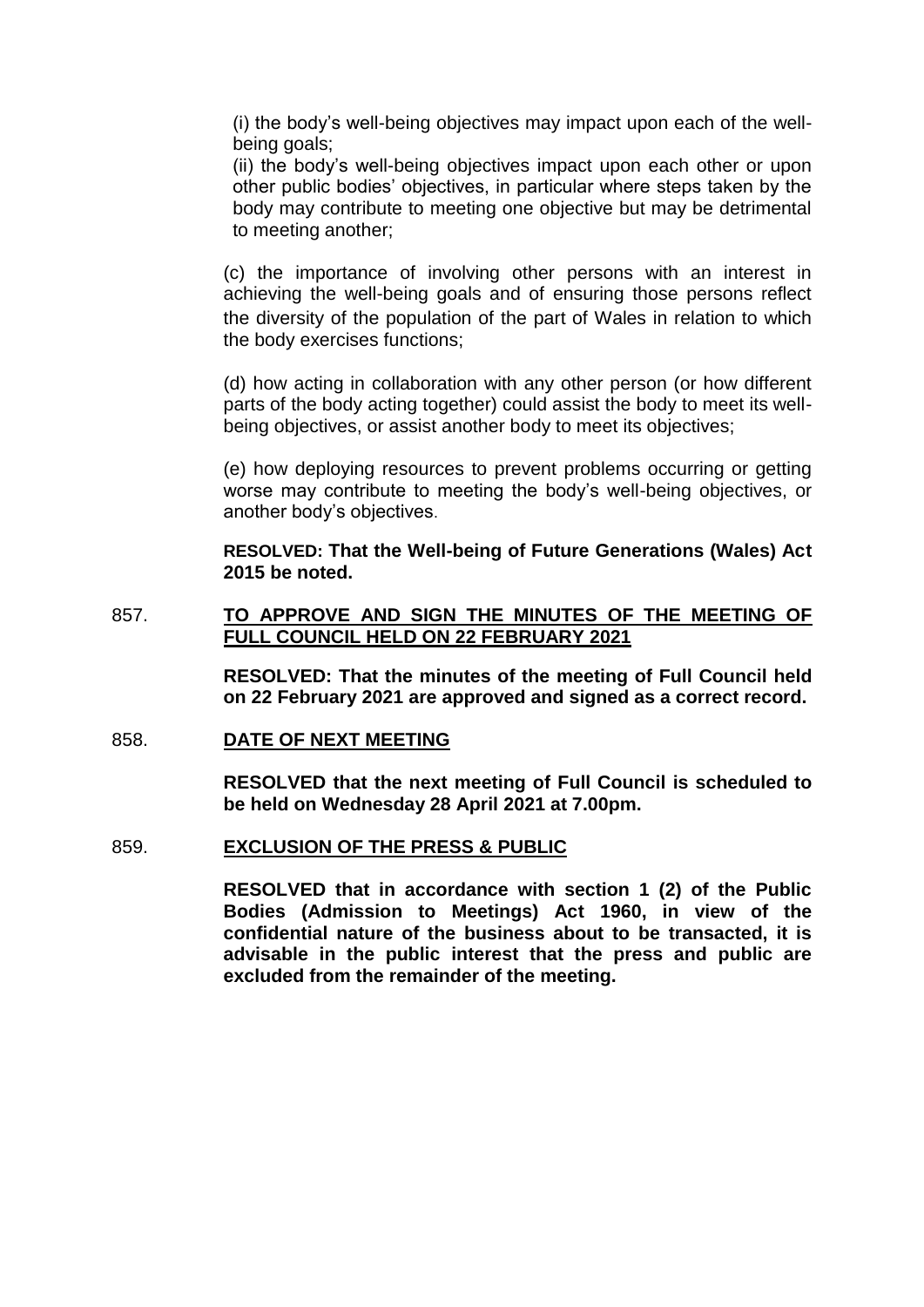(i) the body's well-being objectives may impact upon each of the well-being goals;

(ii) the body's well-being objectives impact upon each other or upon other public bodies' objectives, in particular where steps taken by the body may contribute to meeting one objective but may be detrimental to meeting another;

(c) the importance of involving other persons with an interest in achieving the well-being goals and of ensuring those persons reflect the diversity of the population of the part of Wales in relation to which the body exercises functions;

(d) how acting in collaboration with any other person (or how different parts of the body acting together) could assist the body to meet its well-being objectives, or assist another body to meet its objectives;

(e) how deploying resources to prevent problems occurring or getting worse may contribute to meeting the body's well-being objectives, or another body's objectives.

**RESOLVED: That the Well-being of Future Generations (Wales) Act 2015 be noted.**

857. **TO APPROVE AND SIGN THE MINUTES OF THE MEETING OF FULL COUNCIL HELD ON 22 FEBRUARY 2021**

**RESOLVED: That the minutes of the meeting of Full Council held on 22 February 2021 are approved and signed as a correct record.**

858. **DATE OF NEXT MEETING**

**RESOLVED that the next meeting of Full Council is scheduled to be held on Wednesday 28 April 2021 at 7.00pm.**

859. **EXCLUSION OF THE PRESS & PUBLIC**

**RESOLVED that in accordance with section 1 (2) of the Public Bodies (Admission to Meetings) Act 1960, in view of the confidential nature of the business about to be transacted, it is advisable in the public interest that the press and public are excluded from the remainder of the meeting.**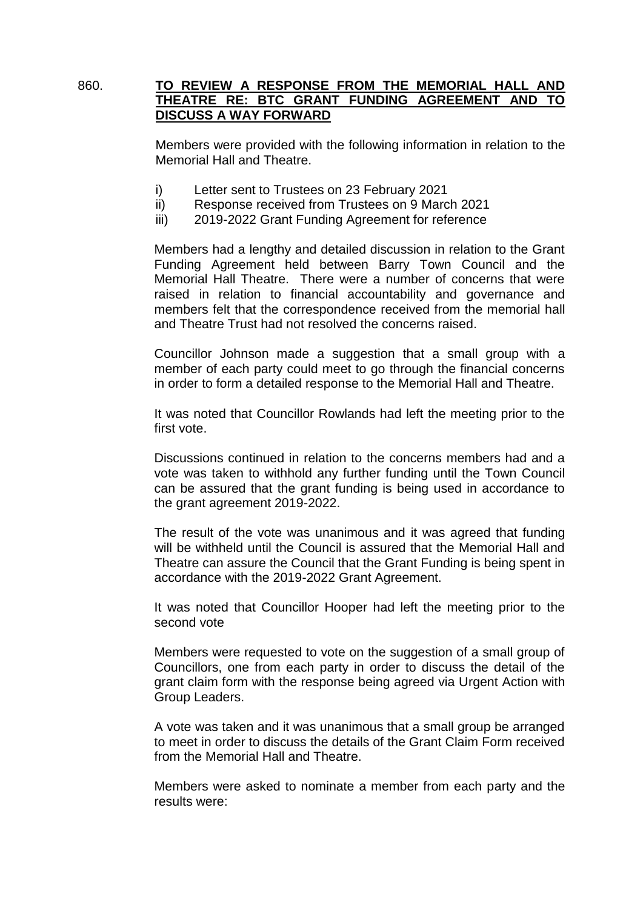860. **TO REVIEW A RESPONSE FROM THE MEMORIAL HALL AND THEATRE RE: BTC GRANT FUNDING AGREEMENT AND TO DISCUSS A WAY FORWARD**

Members were provided with the following information in relation to the Memorial Hall and Theatre.

i) Letter sent to Trustees on 23 February 2021
ii) Response received from Trustees on 9 March 2021
iii) 2019-2022 Grant Funding Agreement for reference

Members had a lengthy and detailed discussion in relation to the Grant Funding Agreement held between Barry Town Council and the Memorial Hall Theatre. There were a number of concerns that were raised in relation to financial accountability and governance and members felt that the correspondence received from the memorial hall and Theatre Trust had not resolved the concerns raised.

Councillor Johnson made a suggestion that a small group with a member of each party could meet to go through the financial concerns in order to form a detailed response to the Memorial Hall and Theatre.

It was noted that Councillor Rowlands had left the meeting prior to the first vote.

Discussions continued in relation to the concerns members had and a vote was taken to withhold any further funding until the Town Council can be assured that the grant funding is being used in accordance to the grant agreement 2019-2022.

The result of the vote was unanimous and it was agreed that funding will be withheld until the Council is assured that the Memorial Hall and Theatre can assure the Council that the Grant Funding is being spent in accordance with the 2019-2022 Grant Agreement.

It was noted that Councillor Hooper had left the meeting prior to the second vote

Members were requested to vote on the suggestion of a small group of Councillors, one from each party in order to discuss the detail of the grant claim form with the response being agreed via Urgent Action with Group Leaders.

A vote was taken and it was unanimous that a small group be arranged to meet in order to discuss the details of the Grant Claim Form received from the Memorial Hall and Theatre.

Members were asked to nominate a member from each party and the results were: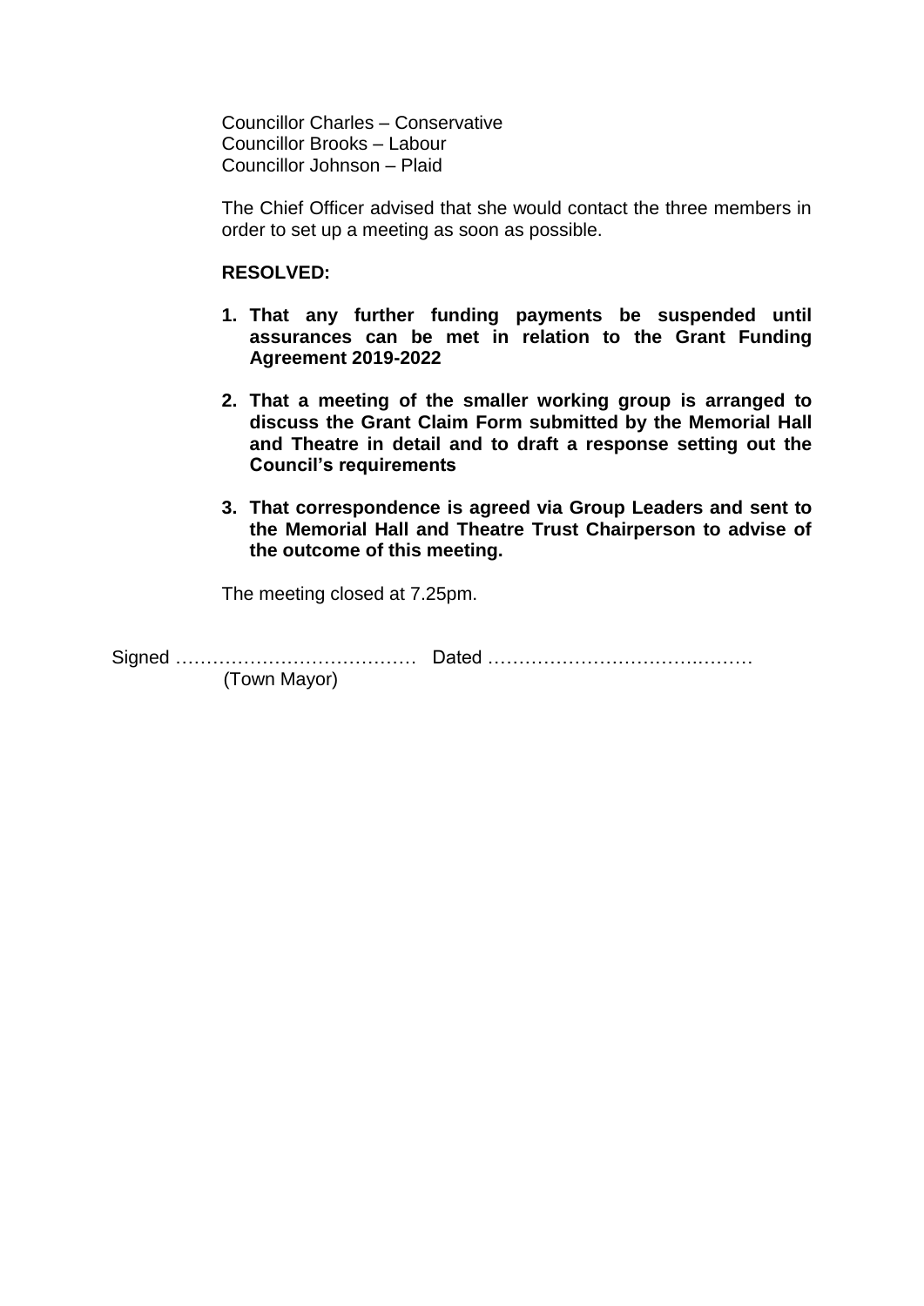Councillor Charles – Conservative
Councillor Brooks – Labour
Councillor Johnson – Plaid

The Chief Officer advised that she would contact the three members in order to set up a meeting as soon as possible.

**RESOLVED:**

1. **That any further funding payments be suspended until assurances can be met in relation to the Grant Funding Agreement 2019-2022**

2. **That a meeting of the smaller working group is arranged to discuss the Grant Claim Form submitted by the Memorial Hall and Theatre in detail and to draft a response setting out the Council's requirements**

3. **That correspondence is agreed via Group Leaders and sent to the Memorial Hall and Theatre Trust Chairperson to advise of the outcome of this meeting.**

The meeting closed at 7.25pm.

Signed ………………………………… Dated ……………………………….………
(Town Mayor)